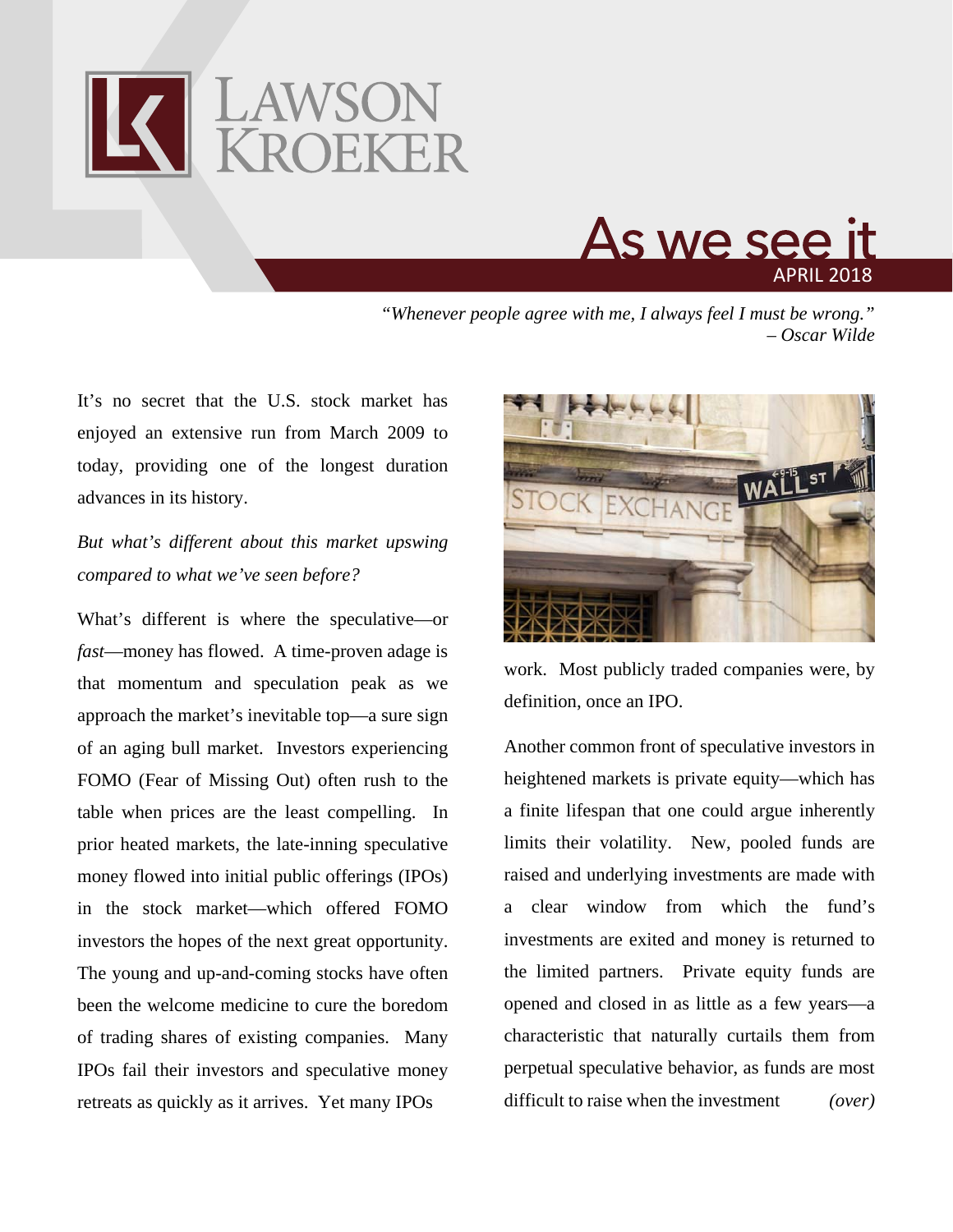# LAWSON KROEKER

## As we see it

APRIL 2018

*"Whenever people agree with me, I always feel I must be wrong."*
*– Oscar Wilde*

It's no secret that the U.S. stock market has enjoyed an extensive run from March 2009 to today, providing one of the longest duration advances in its history.

*But what's different about this market upswing compared to what we've seen before?*

What's different is where the speculative—or *fast*—money has flowed. A time-proven adage is that momentum and speculation peak as we approach the market's inevitable top—a sure sign of an aging bull market. Investors experiencing FOMO (Fear of Missing Out) often rush to the table when prices are the least compelling. In prior heated markets, the late-inning speculative money flowed into initial public offerings (IPOs) in the stock market—which offered FOMO investors the hopes of the next great opportunity. The young and up-and-coming stocks have often been the welcome medicine to cure the boredom of trading shares of existing companies. Many IPOs fail their investors and speculative money retreats as quickly as it arrives. Yet many IPOs work. Most publicly traded companies were, by definition, once an IPO.

Another common front of speculative investors in heightened markets is private equity—which has a finite lifespan that one could argue inherently limits their volatility. New, pooled funds are raised and underlying investments are made with a clear window from which the fund's investments are exited and money is returned to the limited partners. Private equity funds are opened and closed in as little as a few years—a characteristic that naturally curtails them from perpetual speculative behavior, as funds are most difficult to raise when the investment *(over)*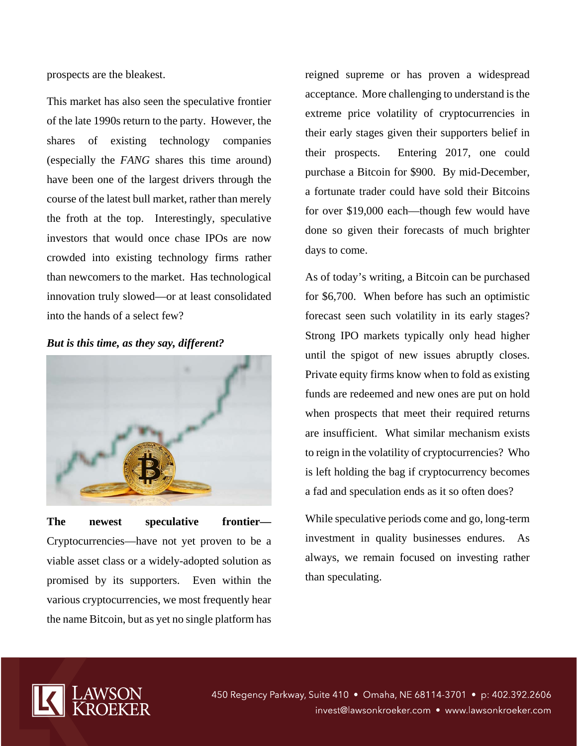prospects are the bleakest.

This market has also seen the speculative frontier of the late 1990s return to the party. However, the shares of existing technology companies (especially the *FANG* shares this time around) have been one of the largest drivers through the course of the latest bull market, rather than merely the froth at the top. Interestingly, speculative investors that would once chase IPOs are now crowded into existing technology firms rather than newcomers to the market. Has technological innovation truly slowed—or at least consolidated into the hands of a select few?

***But is this time, as they say, different?***

**The newest speculative frontier—** Cryptocurrencies—have not yet proven to be a viable asset class or a widely-adopted solution as promised by its supporters. Even within the various cryptocurrencies, we most frequently hear the name Bitcoin, but as yet no single platform has reigned supreme or has proven a widespread acceptance. More challenging to understand is the extreme price volatility of cryptocurrencies in their early stages given their supporters belief in their prospects. Entering 2017, one could purchase a Bitcoin for $900. By mid-December, a fortunate trader could have sold their Bitcoins for over $19,000 each—though few would have done so given their forecasts of much brighter days to come.

As of today's writing, a Bitcoin can be purchased for $6,700. When before has such an optimistic forecast seen such volatility in its early stages? Strong IPO markets typically only head higher until the spigot of new issues abruptly closes. Private equity firms know when to fold as existing funds are redeemed and new ones are put on hold when prospects that meet their required returns are insufficient. What similar mechanism exists to reign in the volatility of cryptocurrencies? Who is left holding the bag if cryptocurrency becomes a fad and speculation ends as it so often does?

While speculative periods come and go, long-term investment in quality businesses endures. As always, we remain focused on investing rather than speculating.

LAWSON KROEKER

450 Regency Parkway, Suite 410 • Omaha, NE 68114-3701 • p: 402.392.2606
invest@lawsonkroeker.com • www.lawsonkroeker.com